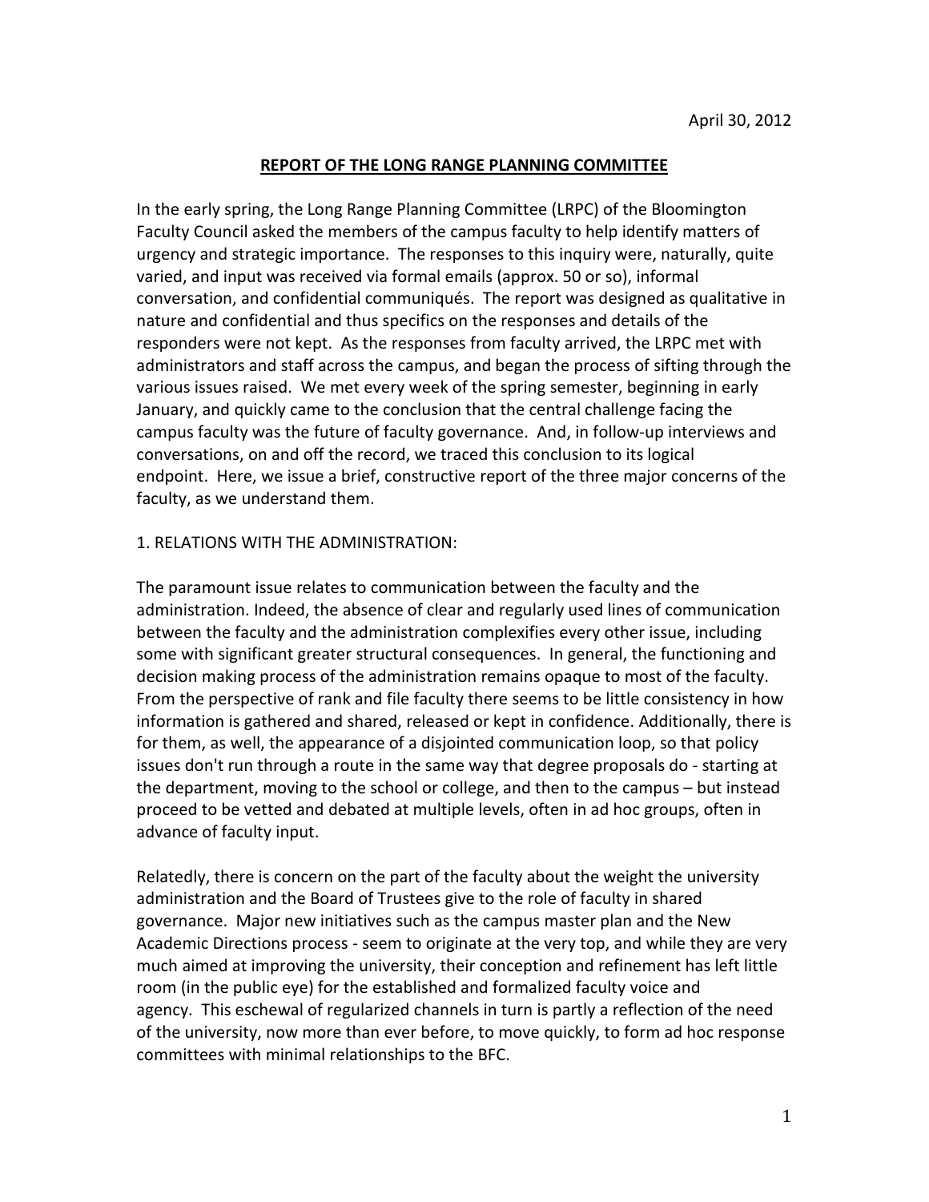April 30, 2012

# REPORT OF THE LONG RANGE PLANNING COMMITTEE

In the early spring, the Long Range Planning Committee (LRPC) of the Bloomington Faculty Council asked the members of the campus faculty to help identify matters of urgency and strategic importance. The responses to this inquiry were, naturally, quite varied, and input was received via formal emails (approx. 50 or so), informal conversation, and confidential communiqués. The report was designed as qualitative in nature and confidential and thus specifics on the responses and details of the responders were not kept. As the responses from faculty arrived, the LRPC met with administrators and staff across the campus, and began the process of sifting through the various issues raised. We met every week of the spring semester, beginning in early January, and quickly came to the conclusion that the central challenge facing the campus faculty was the future of faculty governance. And, in follow-up interviews and conversations, on and off the record, we traced this conclusion to its logical endpoint. Here, we issue a brief, constructive report of the three major concerns of the faculty, as we understand them.

## 1. RELATIONS WITH THE ADMINISTRATION:

The paramount issue relates to communication between the faculty and the administration. Indeed, the absence of clear and regularly used lines of communication between the faculty and the administration complexifies every other issue, including some with significant greater structural consequences. In general, the functioning and decision making process of the administration remains opaque to most of the faculty. From the perspective of rank and file faculty there seems to be little consistency in how information is gathered and shared, released or kept in confidence. Additionally, there is for them, as well, the appearance of a disjointed communication loop, so that policy issues don't run through a route in the same way that degree proposals do - starting at the department, moving to the school or college, and then to the campus – but instead proceed to be vetted and debated at multiple levels, often in ad hoc groups, often in advance of faculty input.

Relatedly, there is concern on the part of the faculty about the weight the university administration and the Board of Trustees give to the role of faculty in shared governance. Major new initiatives such as the campus master plan and the New Academic Directions process - seem to originate at the very top, and while they are very much aimed at improving the university, their conception and refinement has left little room (in the public eye) for the established and formalized faculty voice and agency. This eschewal of regularized channels in turn is partly a reflection of the need of the university, now more than ever before, to move quickly, to form ad hoc response committees with minimal relationships to the BFC.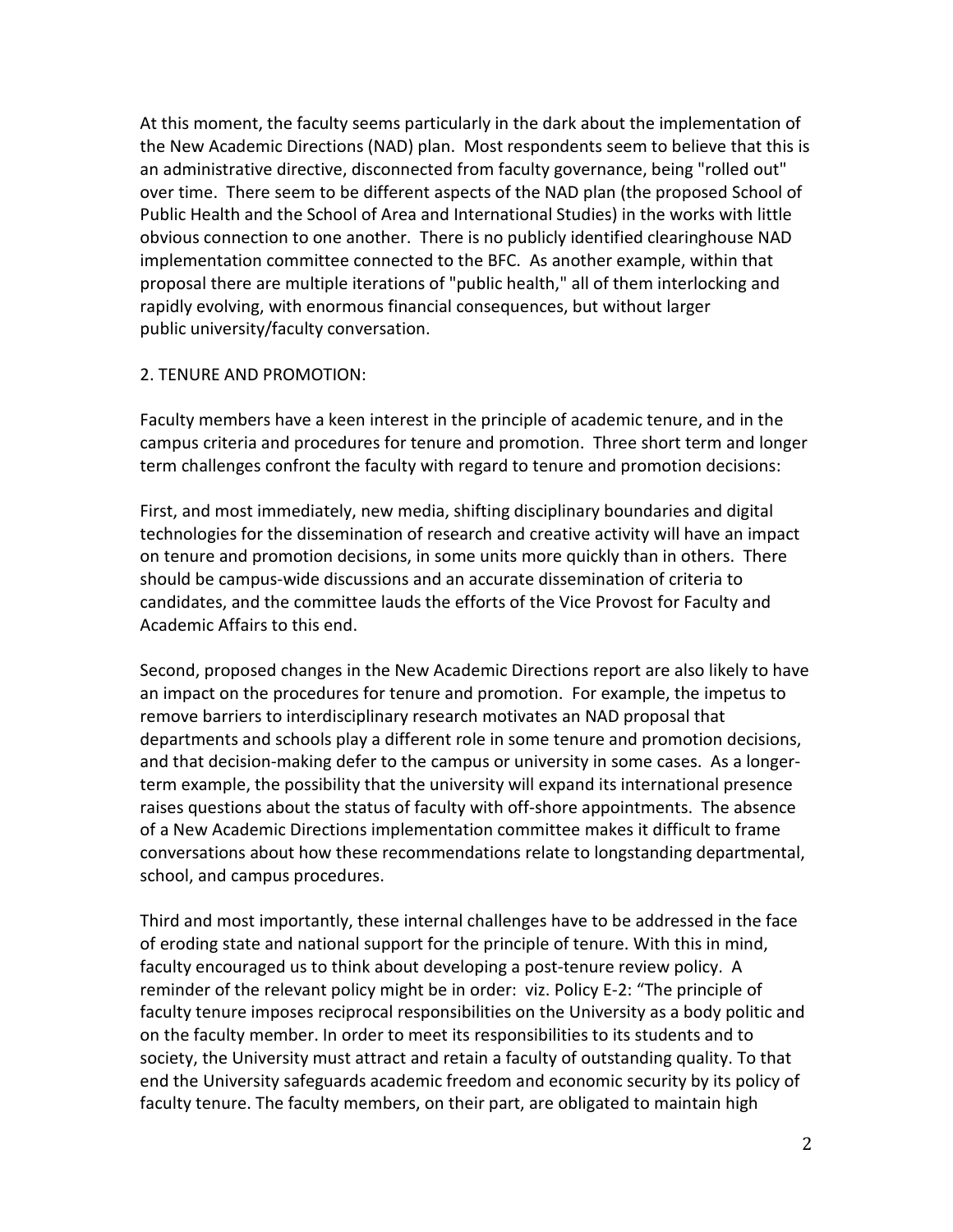At this moment, the faculty seems particularly in the dark about the implementation of the New Academic Directions (NAD) plan. Most respondents seem to believe that this is an administrative directive, disconnected from faculty governance, being "rolled out" over time. There seem to be different aspects of the NAD plan (the proposed School of Public Health and the School of Area and International Studies) in the works with little obvious connection to one another. There is no publicly identified clearinghouse NAD implementation committee connected to the BFC. As another example, within that proposal there are multiple iterations of "public health," all of them interlocking and rapidly evolving, with enormous financial consequences, but without larger public university/faculty conversation.

2. TENURE AND PROMOTION:

Faculty members have a keen interest in the principle of academic tenure, and in the campus criteria and procedures for tenure and promotion. Three short term and longer term challenges confront the faculty with regard to tenure and promotion decisions:

First, and most immediately, new media, shifting disciplinary boundaries and digital technologies for the dissemination of research and creative activity will have an impact on tenure and promotion decisions, in some units more quickly than in others. There should be campus-wide discussions and an accurate dissemination of criteria to candidates, and the committee lauds the efforts of the Vice Provost for Faculty and Academic Affairs to this end.

Second, proposed changes in the New Academic Directions report are also likely to have an impact on the procedures for tenure and promotion. For example, the impetus to remove barriers to interdisciplinary research motivates an NAD proposal that departments and schools play a different role in some tenure and promotion decisions, and that decision-making defer to the campus or university in some cases. As a longer-term example, the possibility that the university will expand its international presence raises questions about the status of faculty with off-shore appointments. The absence of a New Academic Directions implementation committee makes it difficult to frame conversations about how these recommendations relate to longstanding departmental, school, and campus procedures.

Third and most importantly, these internal challenges have to be addressed in the face of eroding state and national support for the principle of tenure. With this in mind, faculty encouraged us to think about developing a post-tenure review policy. A reminder of the relevant policy might be in order: viz. Policy E-2: "The principle of faculty tenure imposes reciprocal responsibilities on the University as a body politic and on the faculty member. In order to meet its responsibilities to its students and to society, the University must attract and retain a faculty of outstanding quality. To that end the University safeguards academic freedom and economic security by its policy of faculty tenure. The faculty members, on their part, are obligated to maintain high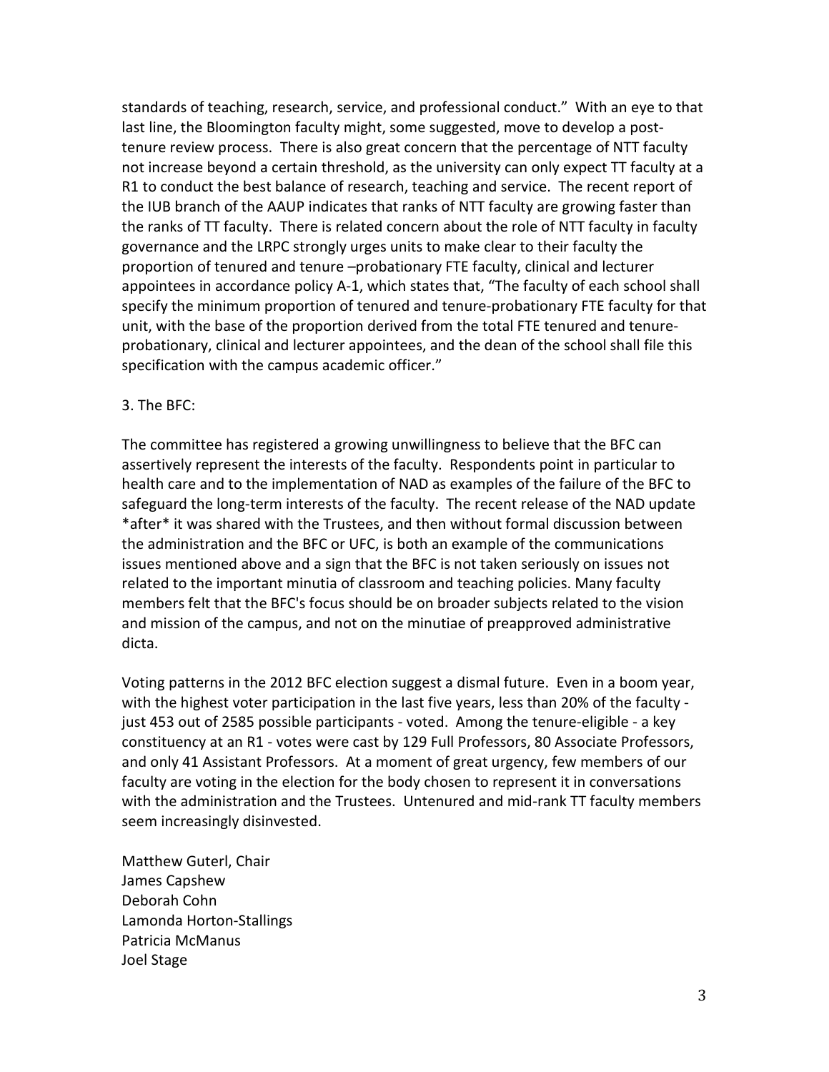standards of teaching, research, service, and professional conduct." With an eye to that last line, the Bloomington faculty might, some suggested, move to develop a post-tenure review process. There is also great concern that the percentage of NTT faculty not increase beyond a certain threshold, as the university can only expect TT faculty at a R1 to conduct the best balance of research, teaching and service. The recent report of the IUB branch of the AAUP indicates that ranks of NTT faculty are growing faster than the ranks of TT faculty. There is related concern about the role of NTT faculty in faculty governance and the LRPC strongly urges units to make clear to their faculty the proportion of tenured and tenure –probationary FTE faculty, clinical and lecturer appointees in accordance policy A-1, which states that, "The faculty of each school shall specify the minimum proportion of tenured and tenure-probationary FTE faculty for that unit, with the base of the proportion derived from the total FTE tenured and tenure-probationary, clinical and lecturer appointees, and the dean of the school shall file this specification with the campus academic officer."

3. The BFC:

The committee has registered a growing unwillingness to believe that the BFC can assertively represent the interests of the faculty. Respondents point in particular to health care and to the implementation of NAD as examples of the failure of the BFC to safeguard the long-term interests of the faculty. The recent release of the NAD update *after* it was shared with the Trustees, and then without formal discussion between the administration and the BFC or UFC, is both an example of the communications issues mentioned above and a sign that the BFC is not taken seriously on issues not related to the important minutia of classroom and teaching policies. Many faculty members felt that the BFC's focus should be on broader subjects related to the vision and mission of the campus, and not on the minutiae of preapproved administrative dicta.

Voting patterns in the 2012 BFC election suggest a dismal future. Even in a boom year, with the highest voter participation in the last five years, less than 20% of the faculty - just 453 out of 2585 possible participants - voted. Among the tenure-eligible - a key constituency at an R1 - votes were cast by 129 Full Professors, 80 Associate Professors, and only 41 Assistant Professors. At a moment of great urgency, few members of our faculty are voting in the election for the body chosen to represent it in conversations with the administration and the Trustees. Untenured and mid-rank TT faculty members seem increasingly disinvested.

Matthew Guterl, Chair
James Capshew
Deborah Cohn
Lamonda Horton-Stallings
Patricia McManus
Joel Stage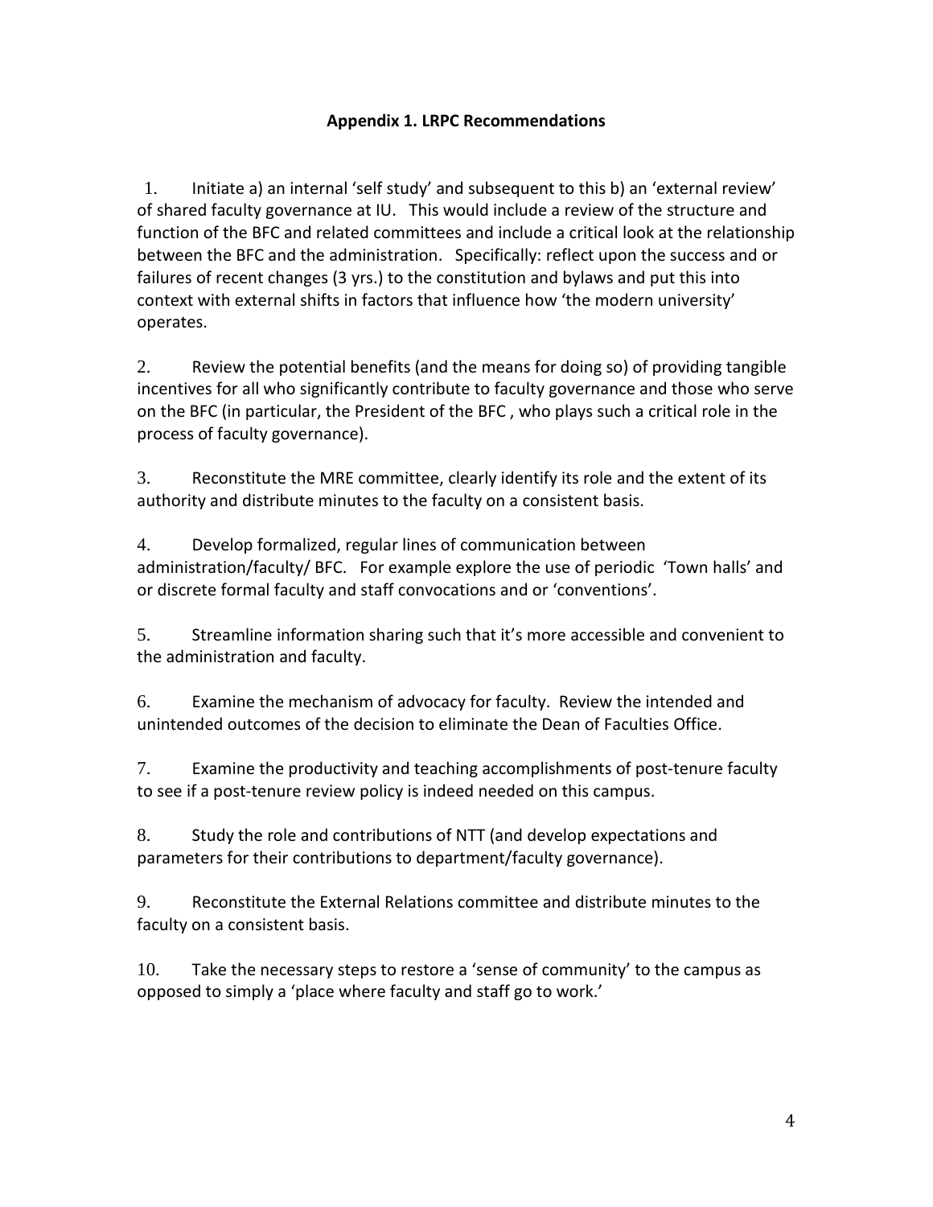**Appendix 1. LRPC Recommendations**

1. Initiate a) an internal 'self study' and subsequent to this b) an 'external review' of shared faculty governance at IU. This would include a review of the structure and function of the BFC and related committees and include a critical look at the relationship between the BFC and the administration. Specifically: reflect upon the success and or failures of recent changes (3 yrs.) to the constitution and bylaws and put this into context with external shifts in factors that influence how 'the modern university' operates.

2. Review the potential benefits (and the means for doing so) of providing tangible incentives for all who significantly contribute to faculty governance and those who serve on the BFC (in particular, the President of the BFC , who plays such a critical role in the process of faculty governance).

3. Reconstitute the MRE committee, clearly identify its role and the extent of its authority and distribute minutes to the faculty on a consistent basis.

4. Develop formalized, regular lines of communication between administration/faculty/ BFC. For example explore the use of periodic 'Town halls' and or discrete formal faculty and staff convocations and or 'conventions'.

5. Streamline information sharing such that it's more accessible and convenient to the administration and faculty.

6. Examine the mechanism of advocacy for faculty. Review the intended and unintended outcomes of the decision to eliminate the Dean of Faculties Office.

7. Examine the productivity and teaching accomplishments of post-tenure faculty to see if a post-tenure review policy is indeed needed on this campus.

8. Study the role and contributions of NTT (and develop expectations and parameters for their contributions to department/faculty governance).

9. Reconstitute the External Relations committee and distribute minutes to the faculty on a consistent basis.

10. Take the necessary steps to restore a 'sense of community' to the campus as opposed to simply a 'place where faculty and staff go to work.'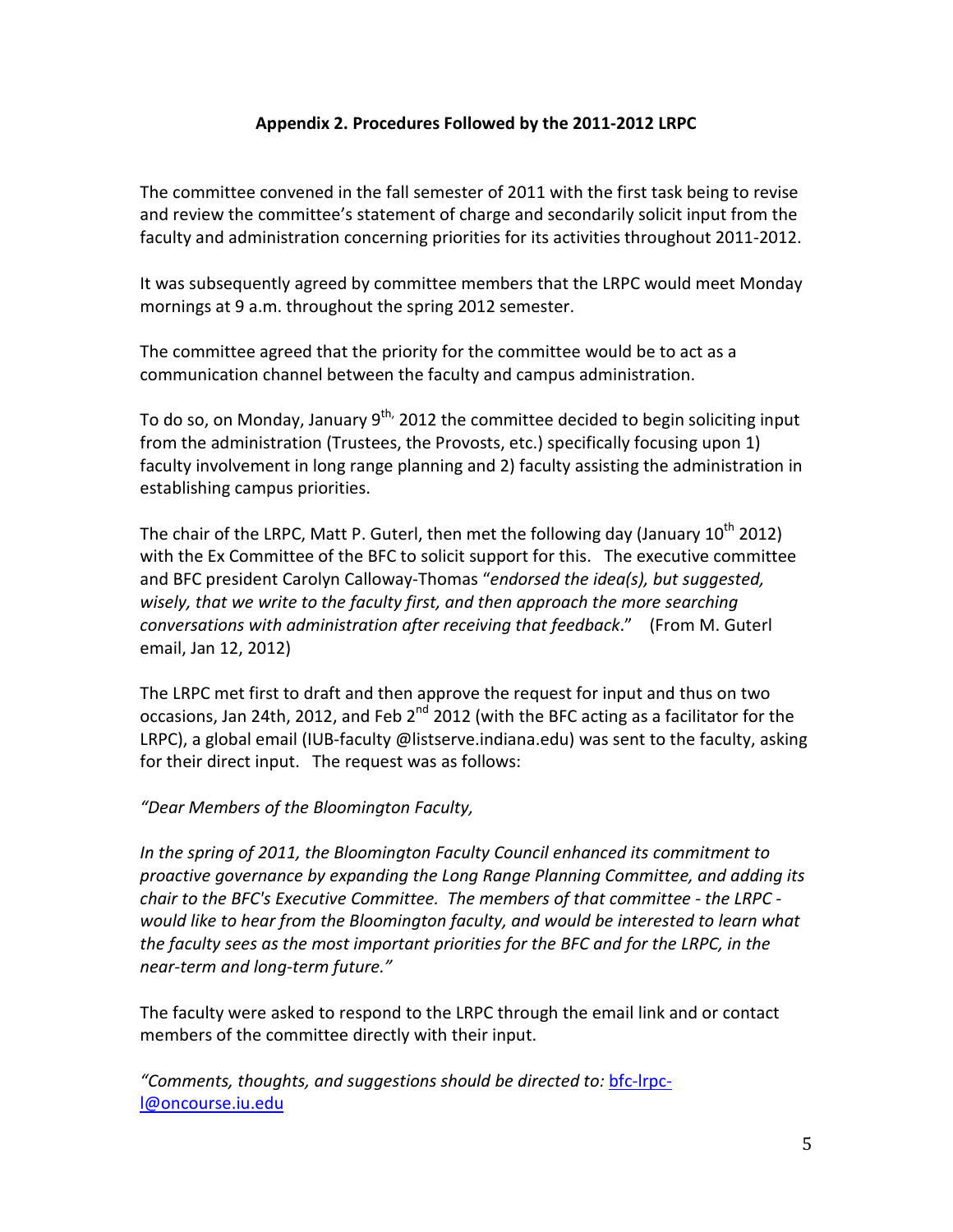## Appendix 2. Procedures Followed by the 2011-2012 LRPC

The committee convened in the fall semester of 2011 with the first task being to revise and review the committee's statement of charge and secondarily solicit input from the faculty and administration concerning priorities for its activities throughout 2011-2012.

It was subsequently agreed by committee members that the LRPC would meet Monday mornings at 9 a.m. throughout the spring 2012 semester.

The committee agreed that the priority for the committee would be to act as a communication channel between the faculty and campus administration.

To do so, on Monday, January 9th, 2012 the committee decided to begin soliciting input from the administration (Trustees, the Provosts, etc.) specifically focusing upon 1) faculty involvement in long range planning and 2) faculty assisting the administration in establishing campus priorities.

The chair of the LRPC, Matt P. Guterl, then met the following day (January 10th 2012) with the Ex Committee of the BFC to solicit support for this. The executive committee and BFC president Carolyn Calloway-Thomas "*endorsed the idea(s), but suggested, wisely, that we write to the faculty first, and then approach the more searching conversations with administration after receiving that feedback*." (From M. Guterl email, Jan 12, 2012)

The LRPC met first to draft and then approve the request for input and thus on two occasions, Jan 24th, 2012, and Feb 2nd 2012 (with the BFC acting as a facilitator for the LRPC), a global email (IUB-faculty @listserve.indiana.edu) was sent to the faculty, asking for their direct input. The request was as follows:

*"Dear Members of the Bloomington Faculty,*

*In the spring of 2011, the Bloomington Faculty Council enhanced its commitment to proactive governance by expanding the Long Range Planning Committee, and adding its chair to the BFC's Executive Committee. The members of that committee - the LRPC - would like to hear from the Bloomington faculty, and would be interested to learn what the faculty sees as the most important priorities for the BFC and for the LRPC, in the near-term and long-term future."*

The faculty were asked to respond to the LRPC through the email link and or contact members of the committee directly with their input.

*"Comments, thoughts, and suggestions should be directed to:* bfc-lrpc-l@oncourse.iu.edu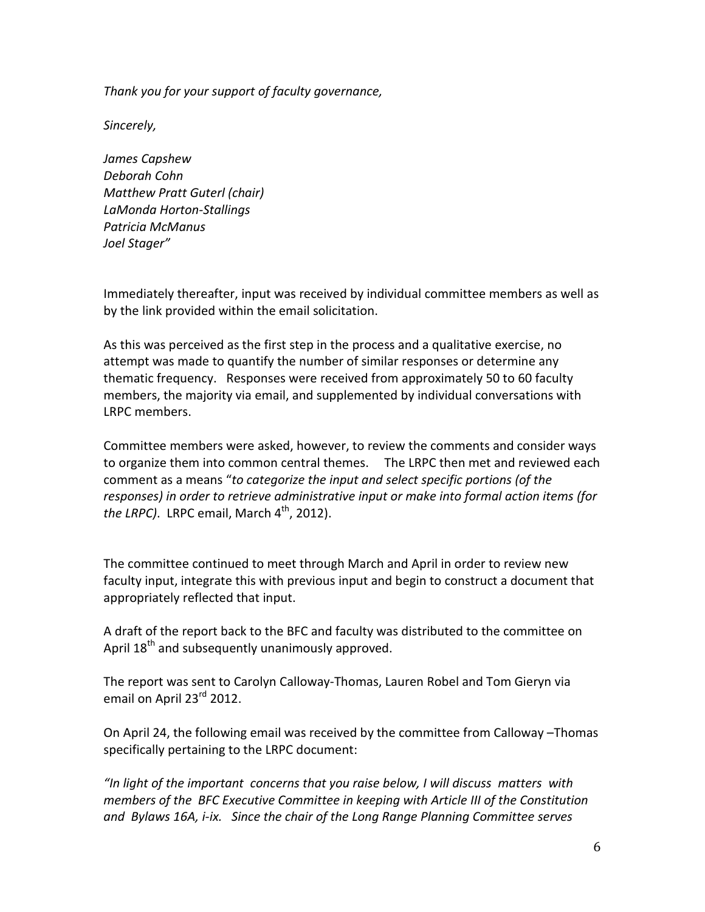*Thank you for your support of faculty governance,*

*Sincerely,*

*James Capshew*
*Deborah Cohn*
*Matthew Pratt Guterl (chair)*
*LaMonda Horton-Stallings*
*Patricia McManus*
*Joel Stager"*

Immediately thereafter, input was received by individual committee members as well as by the link provided within the email solicitation.

As this was perceived as the first step in the process and a qualitative exercise, no attempt was made to quantify the number of similar responses or determine any thematic frequency. Responses were received from approximately 50 to 60 faculty members, the majority via email, and supplemented by individual conversations with LRPC members.

Committee members were asked, however, to review the comments and consider ways to organize them into common central themes. The LRPC then met and reviewed each comment as a means "*to categorize the input and select specific portions (of the responses) in order to retrieve administrative input or make into formal action items (for the LRPC)*. LRPC email, March 4th, 2012).

The committee continued to meet through March and April in order to review new faculty input, integrate this with previous input and begin to construct a document that appropriately reflected that input.

A draft of the report back to the BFC and faculty was distributed to the committee on April 18th and subsequently unanimously approved.

The report was sent to Carolyn Calloway-Thomas, Lauren Robel and Tom Gieryn via email on April 23rd 2012.

On April 24, the following email was received by the committee from Calloway –Thomas specifically pertaining to the LRPC document:

*"In light of the important concerns that you raise below, I will discuss matters with members of the BFC Executive Committee in keeping with Article III of the Constitution and Bylaws 16A, i-ix. Since the chair of the Long Range Planning Committee serves*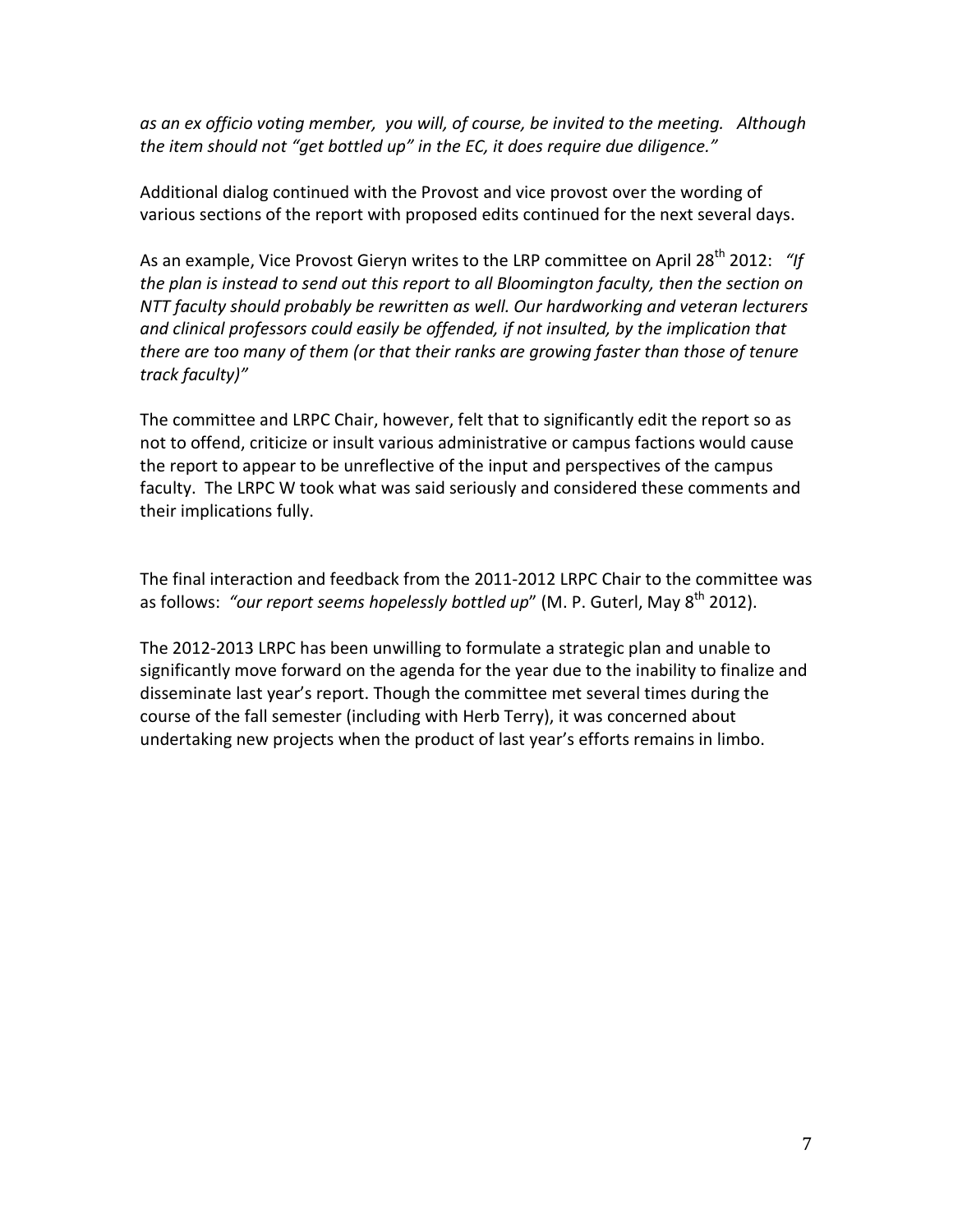*as an ex officio voting member, you will, of course, be invited to the meeting. Although the item should not "get bottled up" in the EC, it does require due diligence."*

Additional dialog continued with the Provost and vice provost over the wording of various sections of the report with proposed edits continued for the next several days.

As an example, Vice Provost Gieryn writes to the LRP committee on April 28th 2012: *"If the plan is instead to send out this report to all Bloomington faculty, then the section on NTT faculty should probably be rewritten as well. Our hardworking and veteran lecturers and clinical professors could easily be offended, if not insulted, by the implication that there are too many of them (or that their ranks are growing faster than those of tenure track faculty)"*

The committee and LRPC Chair, however, felt that to significantly edit the report so as not to offend, criticize or insult various administrative or campus factions would cause the report to appear to be unreflective of the input and perspectives of the campus faculty. The LRPC W took what was said seriously and considered these comments and their implications fully.

The final interaction and feedback from the 2011-2012 LRPC Chair to the committee was as follows: *"our report seems hopelessly bottled up"* (M. P. Guterl, May 8th 2012).

The 2012-2013 LRPC has been unwilling to formulate a strategic plan and unable to significantly move forward on the agenda for the year due to the inability to finalize and disseminate last year's report. Though the committee met several times during the course of the fall semester (including with Herb Terry), it was concerned about undertaking new projects when the product of last year's efforts remains in limbo.